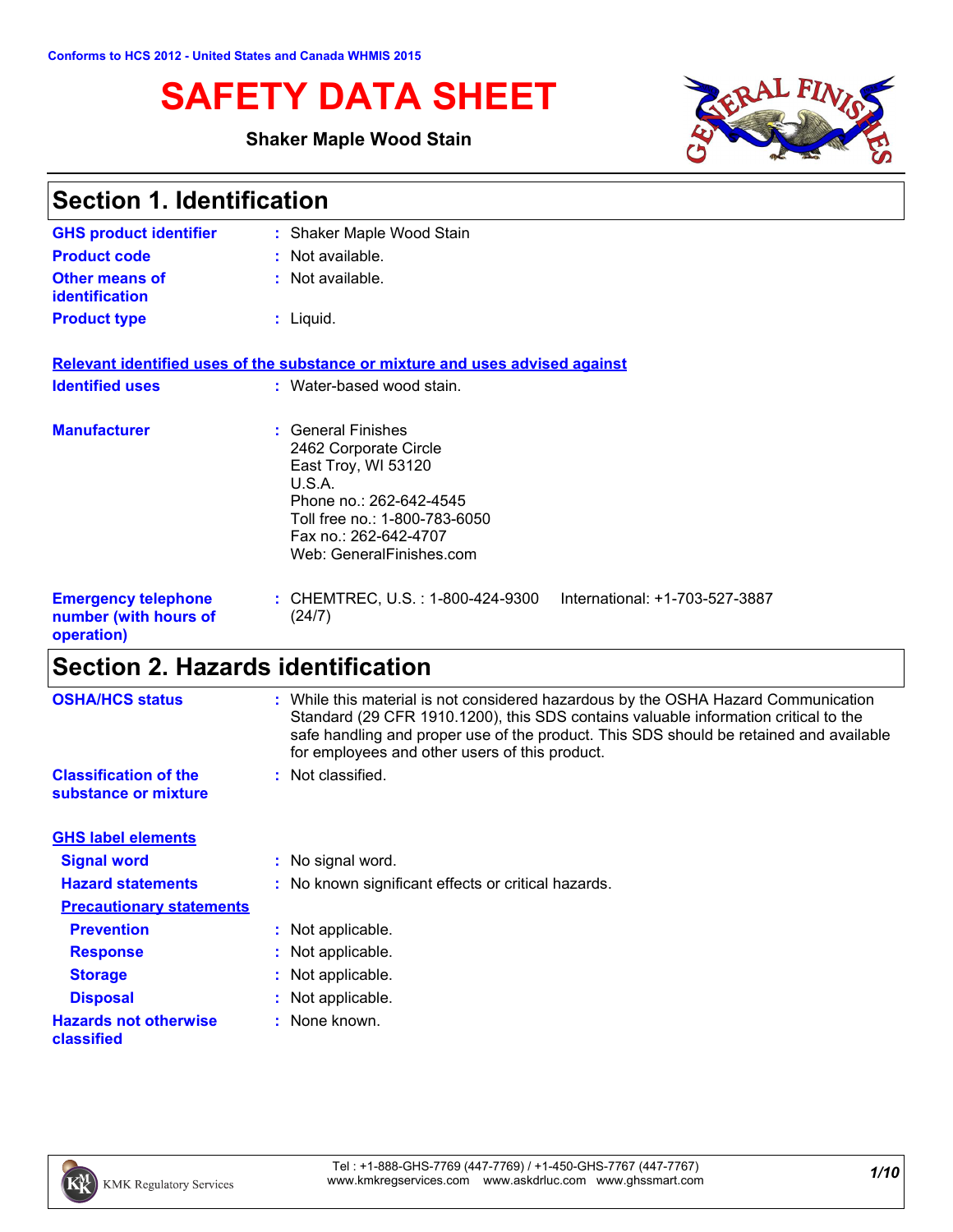Conforms to HCS 2012 - United States and Canada WHMIS 2015

# SAFETY DATA SHEET

**Shaker Maple Wood Stain**

## Section 1. Identification

| | | |
|---|---|---|
| **GHS product identifier** | : | Shaker Maple Wood Stain |
| **Product code** | : | Not available. |
| **Other means of identification** | : | Not available. |
| **Product type** | : | Liquid. |

**Relevant identified uses of the substance or mixture and uses advised against**

| | | |
|---|---|---|
| **Identified uses** | : | Water-based wood stain. |
| **Manufacturer** | : | General Finishes<br>2462 Corporate Circle<br>East Troy, WI 53120<br>U.S.A.<br>Phone no.: 262-642-4545<br>Toll free no.: 1-800-783-6050<br>Fax no.: 262-642-4707<br>Web: GeneralFinishes.com |
| **Emergency telephone number (with hours of operation)** | : | CHEMTREC, U.S. : 1-800-424-9300 International: +1-703-527-3887 (24/7) |

## Section 2. Hazards identification

| | | |
|---|---|---|
| **OSHA/HCS status** | : | While this material is not considered hazardous by the OSHA Hazard Communication Standard (29 CFR 1910.1200), this SDS contains valuable information critical to the safe handling and proper use of the product. This SDS should be retained and available for employees and other users of this product. |
| **Classification of the substance or mixture** | : | Not classified. |

**GHS label elements**

| | | |
|---|---|---|
| **Signal word** | : | No signal word. |
| **Hazard statements** | : | No known significant effects or critical hazards. |

**Precautionary statements**

| | | |
|---|---|---|
| **Prevention** | : | Not applicable. |
| **Response** | : | Not applicable. |
| **Storage** | : | Not applicable. |
| **Disposal** | : | Not applicable. |
| **Hazards not otherwise classified** | : | None known. |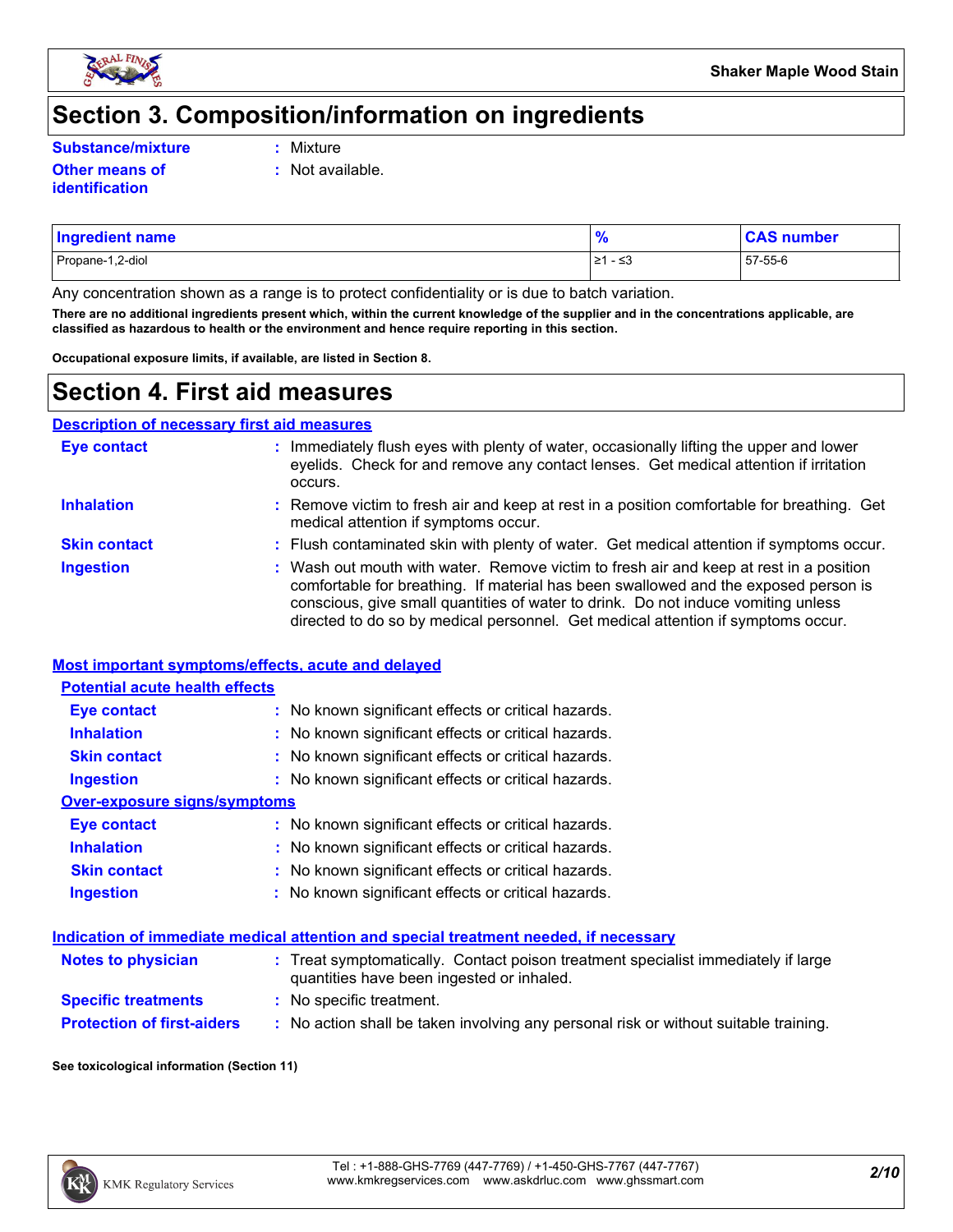# Section 3. Composition/information on ingredients

**Substance/mixture** : Mixture

**Other means of identification** : Not available.

| Ingredient name | % | CAS number |
|---|---|---|
| Propane-1,2-diol | ≥1 - ≤3 | 57-55-6 |

Any concentration shown as a range is to protect confidentiality or is due to batch variation.

**There are no additional ingredients present which, within the current knowledge of the supplier and in the concentrations applicable, are classified as hazardous to health or the environment and hence require reporting in this section.**

**Occupational exposure limits, if available, are listed in Section 8.**

# Section 4. First aid measures

## Description of necessary first aid measures

**Eye contact** : Immediately flush eyes with plenty of water, occasionally lifting the upper and lower eyelids. Check for and remove any contact lenses. Get medical attention if irritation occurs.

**Inhalation** : Remove victim to fresh air and keep at rest in a position comfortable for breathing. Get medical attention if symptoms occur.

**Skin contact** : Flush contaminated skin with plenty of water. Get medical attention if symptoms occur.

**Ingestion** : Wash out mouth with water. Remove victim to fresh air and keep at rest in a position comfortable for breathing. If material has been swallowed and the exposed person is conscious, give small quantities of water to drink. Do not induce vomiting unless directed to do so by medical personnel. Get medical attention if symptoms occur.

## Most important symptoms/effects, acute and delayed

### Potential acute health effects

**Eye contact** : No known significant effects or critical hazards.

**Inhalation** : No known significant effects or critical hazards.

**Skin contact** : No known significant effects or critical hazards.

**Ingestion** : No known significant effects or critical hazards.

### Over-exposure signs/symptoms

**Eye contact** : No known significant effects or critical hazards.

**Inhalation** : No known significant effects or critical hazards.

**Skin contact** : No known significant effects or critical hazards.

**Ingestion** : No known significant effects or critical hazards.

## Indication of immediate medical attention and special treatment needed, if necessary

**Notes to physician** : Treat symptomatically. Contact poison treatment specialist immediately if large quantities have been ingested or inhaled.

**Specific treatments** : No specific treatment.

**Protection of first-aiders** : No action shall be taken involving any personal risk or without suitable training.

**See toxicological information (Section 11)**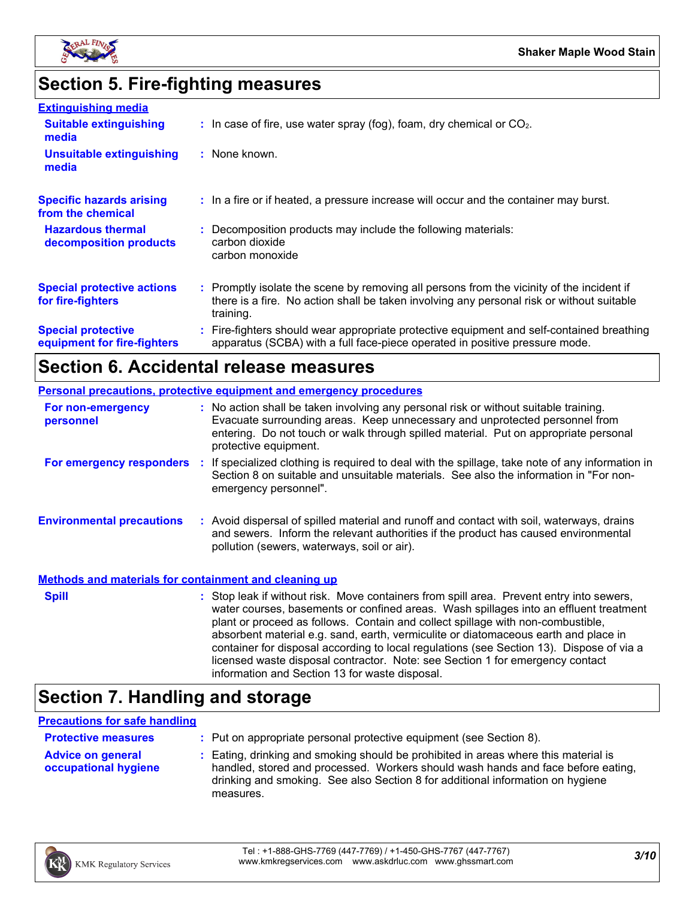## Section 5. Fire-fighting measures

**Extinguishing media**

**Suitable extinguishing media** : In case of fire, use water spray (fog), foam, dry chemical or $CO_2$.

**Unsuitable extinguishing media** : None known.

**Specific hazards arising from the chemical** : In a fire or if heated, a pressure increase will occur and the container may burst.

**Hazardous thermal decomposition products** : Decomposition products may include the following materials:
carbon dioxide
carbon monoxide

**Special protective actions for fire-fighters** : Promptly isolate the scene by removing all persons from the vicinity of the incident if there is a fire. No action shall be taken involving any personal risk or without suitable training.

**Special protective equipment for fire-fighters** : Fire-fighters should wear appropriate protective equipment and self-contained breathing apparatus (SCBA) with a full face-piece operated in positive pressure mode.

## Section 6. Accidental release measures

**Personal precautions, protective equipment and emergency procedures**

**For non-emergency personnel** : No action shall be taken involving any personal risk or without suitable training. Evacuate surrounding areas. Keep unnecessary and unprotected personnel from entering. Do not touch or walk through spilled material. Put on appropriate personal protective equipment.

**For emergency responders** : If specialized clothing is required to deal with the spillage, take note of any information in Section 8 on suitable and unsuitable materials. See also the information in "For non-emergency personnel".

**Environmental precautions** : Avoid dispersal of spilled material and runoff and contact with soil, waterways, drains and sewers. Inform the relevant authorities if the product has caused environmental pollution (sewers, waterways, soil or air).

**Methods and materials for containment and cleaning up**

**Spill** : Stop leak if without risk. Move containers from spill area. Prevent entry into sewers, water courses, basements or confined areas. Wash spillages into an effluent treatment plant or proceed as follows. Contain and collect spillage with non-combustible, absorbent material e.g. sand, earth, vermiculite or diatomaceous earth and place in container for disposal according to local regulations (see Section 13). Dispose of via a licensed waste disposal contractor. Note: see Section 1 for emergency contact information and Section 13 for waste disposal.

## Section 7. Handling and storage

**Precautions for safe handling**

**Protective measures** : Put on appropriate personal protective equipment (see Section 8).

**Advice on general occupational hygiene** : Eating, drinking and smoking should be prohibited in areas where this material is handled, stored and processed. Workers should wash hands and face before eating, drinking and smoking. See also Section 8 for additional information on hygiene measures.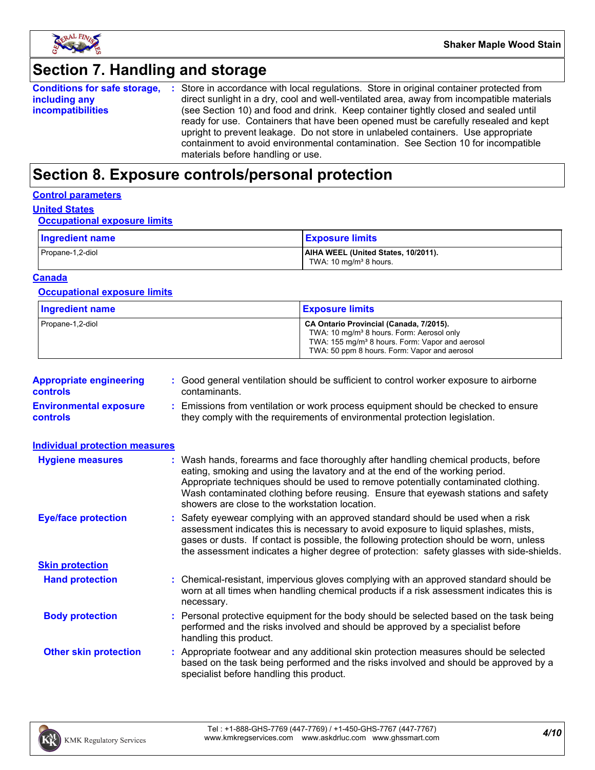## Section 7. Handling and storage

**Conditions for safe storage, including any incompatibilities** : Store in accordance with local regulations. Store in original container protected from direct sunlight in a dry, cool and well-ventilated area, away from incompatible materials (see Section 10) and food and drink. Keep container tightly closed and sealed until ready for use. Containers that have been opened must be carefully resealed and kept upright to prevent leakage. Do not store in unlabeled containers. Use appropriate containment to avoid environmental contamination. See Section 10 for incompatible materials before handling or use.

## Section 8. Exposure controls/personal protection

### Control parameters

#### United States

##### Occupational exposure limits

| Ingredient name | Exposure limits |
|---|---|
| Propane-1,2-diol | **AIHA WEEL (United States, 10/2011).**<br>TWA: 10 mg/m³ 8 hours. |

#### Canada

##### Occupational exposure limits

| Ingredient name | Exposure limits |
|---|---|
| Propane-1,2-diol | **CA Ontario Provincial (Canada, 7/2015).**<br>TWA: 10 mg/m³ 8 hours. Form: Aerosol only<br>TWA: 155 mg/m³ 8 hours. Form: Vapor and aerosol<br>TWA: 50 ppm 8 hours. Form: Vapor and aerosol |

**Appropriate engineering controls** : Good general ventilation should be sufficient to control worker exposure to airborne contaminants.

**Environmental exposure controls** : Emissions from ventilation or work process equipment should be checked to ensure they comply with the requirements of environmental protection legislation.

### Individual protection measures

**Hygiene measures** : Wash hands, forearms and face thoroughly after handling chemical products, before eating, smoking and using the lavatory and at the end of the working period. Appropriate techniques should be used to remove potentially contaminated clothing. Wash contaminated clothing before reusing. Ensure that eyewash stations and safety showers are close to the workstation location.

**Eye/face protection** : Safety eyewear complying with an approved standard should be used when a risk assessment indicates this is necessary to avoid exposure to liquid splashes, mists, gases or dusts. If contact is possible, the following protection should be worn, unless the assessment indicates a higher degree of protection: safety glasses with side-shields.

#### Skin protection

**Hand protection** : Chemical-resistant, impervious gloves complying with an approved standard should be worn at all times when handling chemical products if a risk assessment indicates this is necessary.

**Body protection** : Personal protective equipment for the body should be selected based on the task being performed and the risks involved and should be approved by a specialist before handling this product.

**Other skin protection** : Appropriate footwear and any additional skin protection measures should be selected based on the task being performed and the risks involved and should be approved by a specialist before handling this product.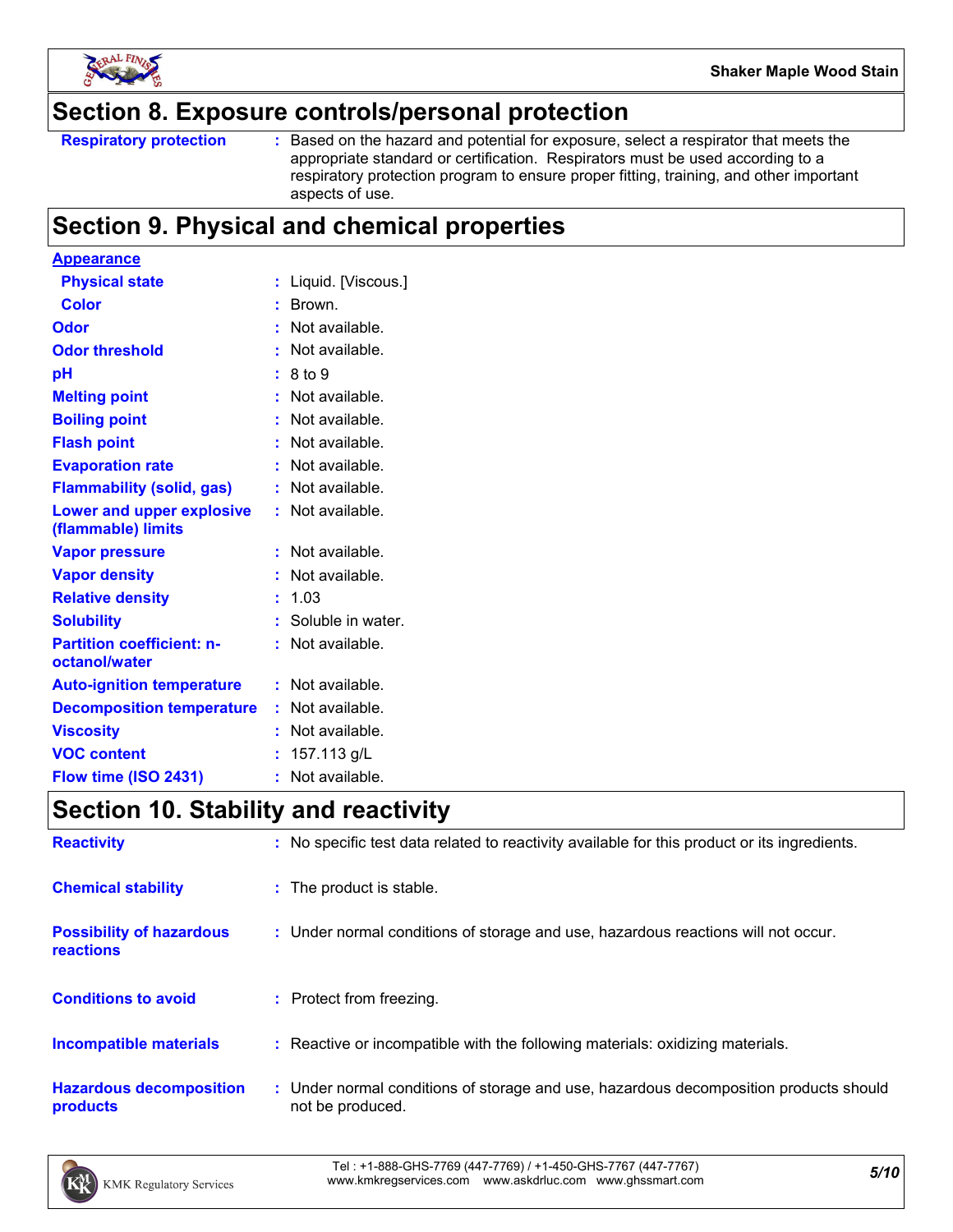## Section 8. Exposure controls/personal protection

| | |
|---|---|
| **Respiratory protection** | : Based on the hazard and potential for exposure, select a respirator that meets the appropriate standard or certification. Respirators must be used according to a respiratory protection program to ensure proper fitting, training, and other important aspects of use. |

## Section 9. Physical and chemical properties

**Appearance**

| | |
|---|---|
| **Physical state** | : Liquid. [Viscous.] |
| **Color** | : Brown. |
| **Odor** | : Not available. |
| **Odor threshold** | : Not available. |
| **pH** | : 8 to 9 |
| **Melting point** | : Not available. |
| **Boiling point** | : Not available. |
| **Flash point** | : Not available. |
| **Evaporation rate** | : Not available. |
| **Flammability (solid, gas)** | : Not available. |
| **Lower and upper explosive (flammable) limits** | : Not available. |
| **Vapor pressure** | : Not available. |
| **Vapor density** | : Not available. |
| **Relative density** | : 1.03 |
| **Solubility** | : Soluble in water. |
| **Partition coefficient: n-octanol/water** | : Not available. |
| **Auto-ignition temperature** | : Not available. |
| **Decomposition temperature** | : Not available. |
| **Viscosity** | : Not available. |
| **VOC content** | : 157.113 g/L |
| **Flow time (ISO 2431)** | : Not available. |

## Section 10. Stability and reactivity

| | |
|---|---|
| **Reactivity** | : No specific test data related to reactivity available for this product or its ingredients. |
| **Chemical stability** | : The product is stable. |
| **Possibility of hazardous reactions** | : Under normal conditions of storage and use, hazardous reactions will not occur. |
| **Conditions to avoid** | : Protect from freezing. |
| **Incompatible materials** | : Reactive or incompatible with the following materials: oxidizing materials. |
| **Hazardous decomposition products** | : Under normal conditions of storage and use, hazardous decomposition products should not be produced. |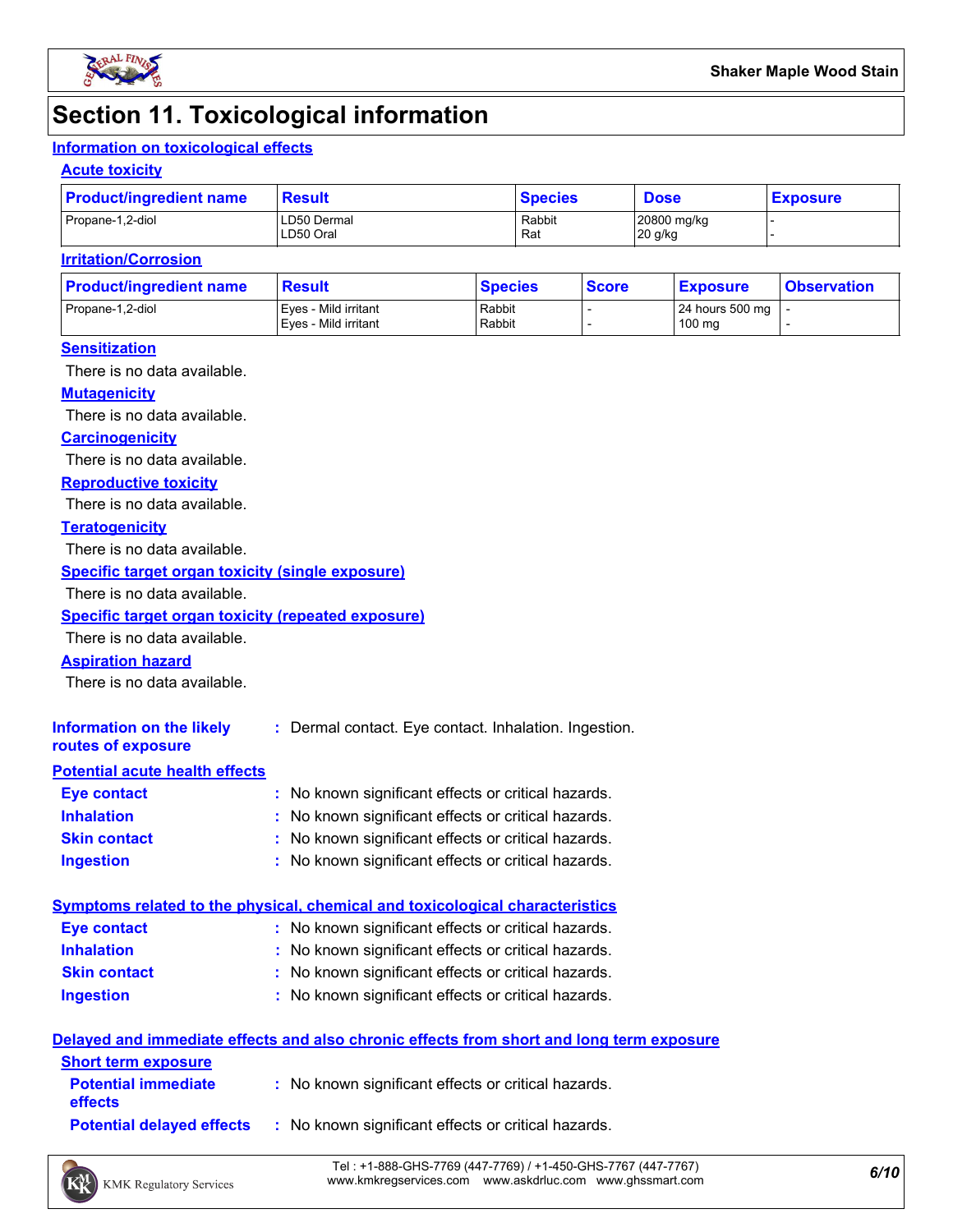# Section 11. Toxicological information

## Information on toxicological effects

### Acute toxicity

| Product/ingredient name | Result | Species | Dose | Exposure |
|---|---|---|---|---|
| Propane-1,2-diol | LD50 Dermal<br>LD50 Oral | Rabbit<br>Rat | 20800 mg/kg<br>20 g/kg | -<br>- |

### Irritation/Corrosion

| Product/ingredient name | Result | Species | Score | Exposure | Observation |
|---|---|---|---|---|---|
| Propane-1,2-diol | Eyes - Mild irritant<br>Eyes - Mild irritant | Rabbit<br>Rabbit | -<br>- | 24 hours 500 mg<br>100 mg | -<br>- |

### Sensitization

There is no data available.

### Mutagenicity

There is no data available.

### Carcinogenicity

There is no data available.

### Reproductive toxicity

There is no data available.

### Teratogenicity

There is no data available.

### Specific target organ toxicity (single exposure)

There is no data available.

### Specific target organ toxicity (repeated exposure)

There is no data available.

### Aspiration hazard

There is no data available.

**Information on the likely routes of exposure** : Dermal contact. Eye contact. Inhalation. Ingestion.

## Potential acute health effects

**Eye contact** : No known significant effects or critical hazards.

**Inhalation** : No known significant effects or critical hazards.

**Skin contact** : No known significant effects or critical hazards.

**Ingestion** : No known significant effects or critical hazards.

## Symptoms related to the physical, chemical and toxicological characteristics

**Eye contact** : No known significant effects or critical hazards.

**Inhalation** : No known significant effects or critical hazards.

**Skin contact** : No known significant effects or critical hazards.

**Ingestion** : No known significant effects or critical hazards.

## Delayed and immediate effects and also chronic effects from short and long term exposure

### Short term exposure

**Potential immediate effects** : No known significant effects or critical hazards.

**Potential delayed effects** : No known significant effects or critical hazards.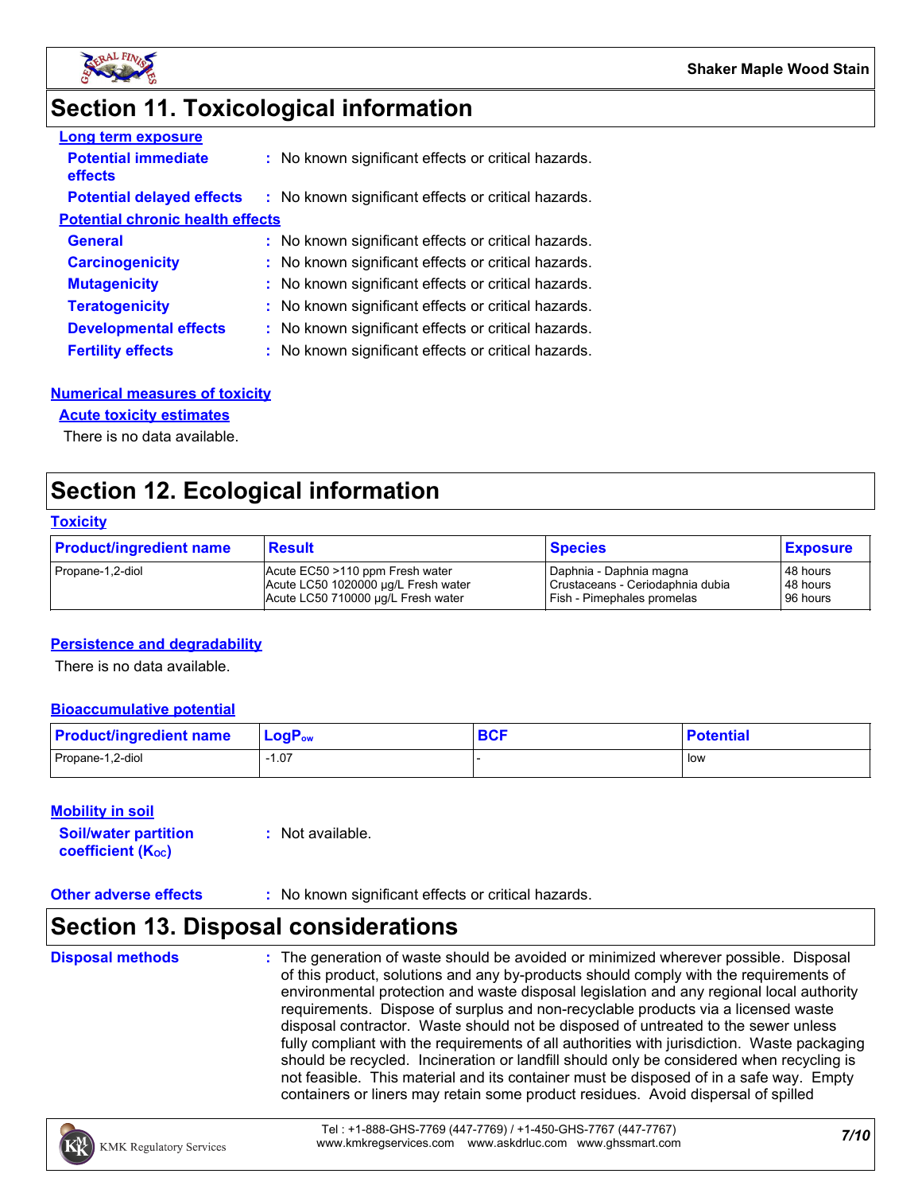# Section 11. Toxicological information

**Long term exposure**

**Potential immediate effects** : No known significant effects or critical hazards.

**Potential delayed effects** : No known significant effects or critical hazards.

**Potential chronic health effects**

**General** : No known significant effects or critical hazards.

**Carcinogenicity** : No known significant effects or critical hazards.

**Mutagenicity** : No known significant effects or critical hazards.

**Teratogenicity** : No known significant effects or critical hazards.

**Developmental effects** : No known significant effects or critical hazards.

**Fertility effects** : No known significant effects or critical hazards.

**Numerical measures of toxicity**

**Acute toxicity estimates**

There is no data available.

# Section 12. Ecological information

**Toxicity**

| Product/ingredient name | Result | Species | Exposure |
|---|---|---|---|
| Propane-1,2-diol | Acute EC50 >110 ppm Fresh water<br>Acute LC50 1020000 µg/L Fresh water<br>Acute LC50 710000 µg/L Fresh water | Daphnia - Daphnia magna<br>Crustaceans - Ceriodaphnia dubia<br>Fish - Pimephales promelas | 48 hours<br>48 hours<br>96 hours |

**Persistence and degradability**

There is no data available.

**Bioaccumulative potential**

| Product/ingredient name | $LogP_{ow}$ | BCF | Potential |
|---|---|---|---|
| Propane-1,2-diol | -1.07 | - | low |

**Mobility in soil**

**Soil/water partition coefficient ($K_{OC}$)** : Not available.

**Other adverse effects** : No known significant effects or critical hazards.

# Section 13. Disposal considerations

**Disposal methods** : The generation of waste should be avoided or minimized wherever possible. Disposal of this product, solutions and any by-products should comply with the requirements of environmental protection and waste disposal legislation and any regional local authority requirements. Dispose of surplus and non-recyclable products via a licensed waste disposal contractor. Waste should not be disposed of untreated to the sewer unless fully compliant with the requirements of all authorities with jurisdiction. Waste packaging should be recycled. Incineration or landfill should only be considered when recycling is not feasible. This material and its container must be disposed of in a safe way. Empty containers or liners may retain some product residues. Avoid dispersal of spilled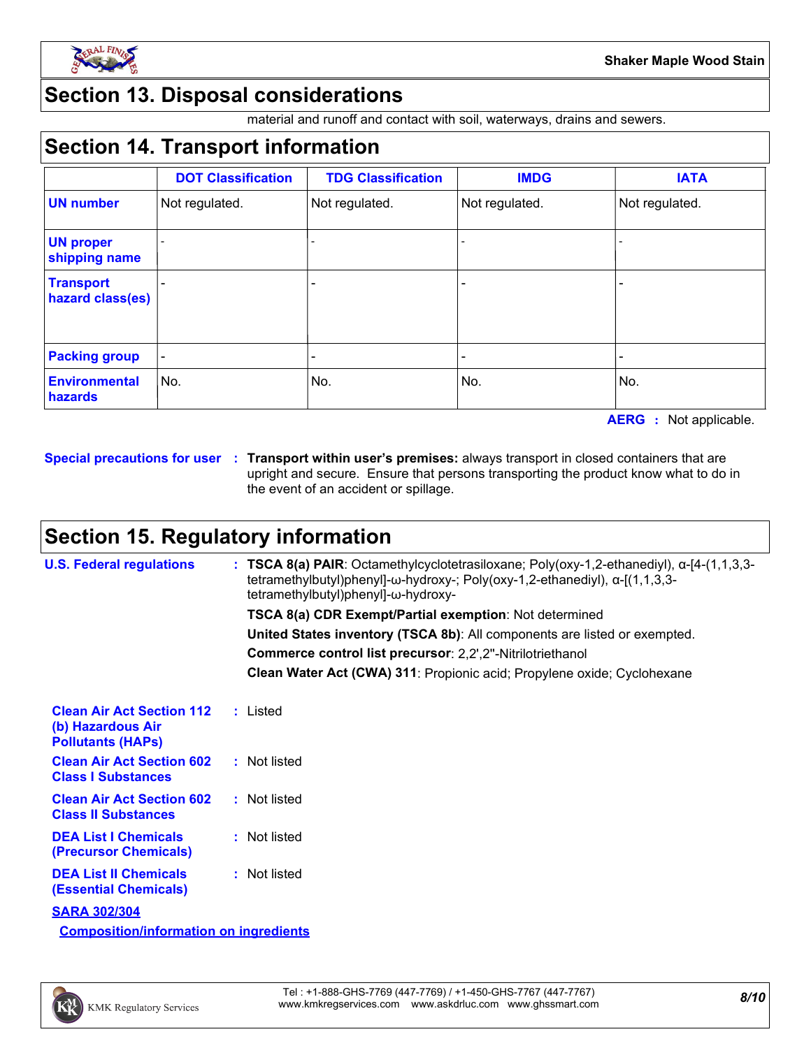## Section 13. Disposal considerations

material and runoff and contact with soil, waterways, drains and sewers.

## Section 14. Transport information

| | DOT Classification | TDG Classification | IMDG | IATA |
|---|---|---|---|---|
| UN number | Not regulated. | Not regulated. | Not regulated. | Not regulated. |
| UN proper shipping name | - | - | - | - |
| Transport hazard class(es) | - | - | - | - |
| Packing group | - | - | - | - |
| Environmental hazards | No. | No. | No. | No. |

**AERG** : Not applicable.

**Special precautions for user** : **Transport within user's premises:** always transport in closed containers that are upright and secure. Ensure that persons transporting the product know what to do in the event of an accident or spillage.

## Section 15. Regulatory information

**U.S. Federal regulations** : **TSCA 8(a) PAIR**: Octamethylcyclotetrasiloxane; Poly(oxy-1,2-ethanediyl), α-[4-(1,1,3,3-tetramethylbutyl)phenyl]-ω-hydroxy-; Poly(oxy-1,2-ethanediyl), α-[(1,1,3,3-tetramethylbutyl)phenyl]-ω-hydroxy-

**TSCA 8(a) CDR Exempt/Partial exemption**: Not determined

**United States inventory (TSCA 8b)**: All components are listed or exempted.

**Commerce control list precursor**: 2,2',2''-Nitrilotriethanol

**Clean Water Act (CWA) 311**: Propionic acid; Propylene oxide; Cyclohexane

**Clean Air Act Section 112 (b) Hazardous Air Pollutants (HAPs)** : Listed

**Clean Air Act Section 602 Class I Substances** : Not listed

**Clean Air Act Section 602 Class II Substances** : Not listed

**DEA List I Chemicals (Precursor Chemicals)** : Not listed

**DEA List II Chemicals (Essential Chemicals)** : Not listed

**SARA 302/304**

**Composition/information on ingredients**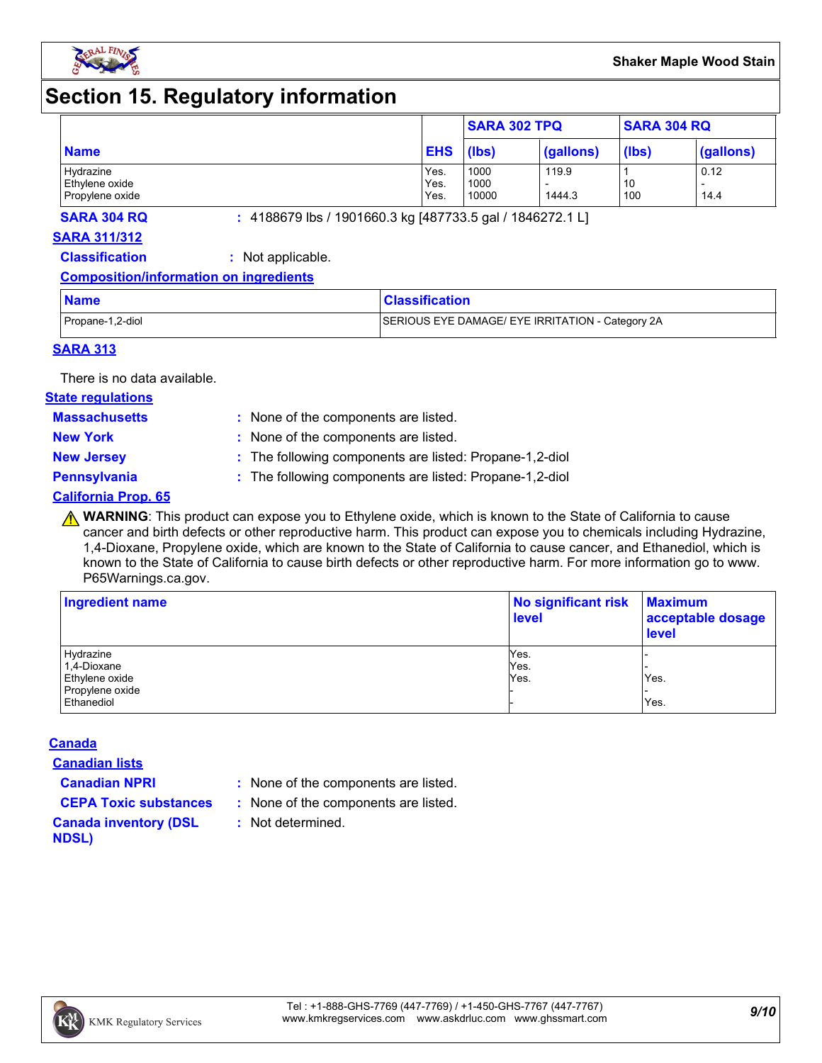# Section 15. Regulatory information

| Name | EHS | SARA 302 TPQ | | SARA 304 RQ | |
|---|---|---|---|---|---|
| | | (lbs) | (gallons) | (lbs) | (gallons) |
| Hydrazine | Yes. | 1000 | 119.9 | 1 | 0.12 |
| Ethylene oxide | Yes. | 1000 | - | 10 | - |
| Propylene oxide | Yes. | 10000 | 1444.3 | 100 | 14.4 |

**SARA 304 RQ** : 4188679 lbs / 1901660.3 kg [487733.5 gal / 1846272.1 L]

**SARA 311/312**

**Classification** : Not applicable.

**Composition/information on ingredients**

| Name | Classification |
|---|---|
| Propane-1,2-diol | SERIOUS EYE DAMAGE/ EYE IRRITATION - Category 2A |

**SARA 313**

There is no data available.

**State regulations**

**Massachusetts** : None of the components are listed.

**New York** : None of the components are listed.

**New Jersey** : The following components are listed: Propane-1,2-diol

**Pennsylvania** : The following components are listed: Propane-1,2-diol

**California Prop. 65**

⚠ **WARNING**: This product can expose you to Ethylene oxide, which is known to the State of California to cause cancer and birth defects or other reproductive harm. This product can expose you to chemicals including Hydrazine, 1,4-Dioxane, Propylene oxide, which are known to the State of California to cause cancer, and Ethanediol, which is known to the State of California to cause birth defects or other reproductive harm. For more information go to www.P65Warnings.ca.gov.

| Ingredient name | No significant risk level | Maximum acceptable dosage level |
|---|---|---|
| Hydrazine | Yes. | - |
| 1,4-Dioxane | Yes. | - |
| Ethylene oxide | Yes. | Yes. |
| Propylene oxide | - | - |
| Ethanediol | - | Yes. |

**Canada**

**Canadian lists**

**Canadian NPRI** : None of the components are listed.

**CEPA Toxic substances** : None of the components are listed.

**Canada inventory (DSL NDSL)** : Not determined.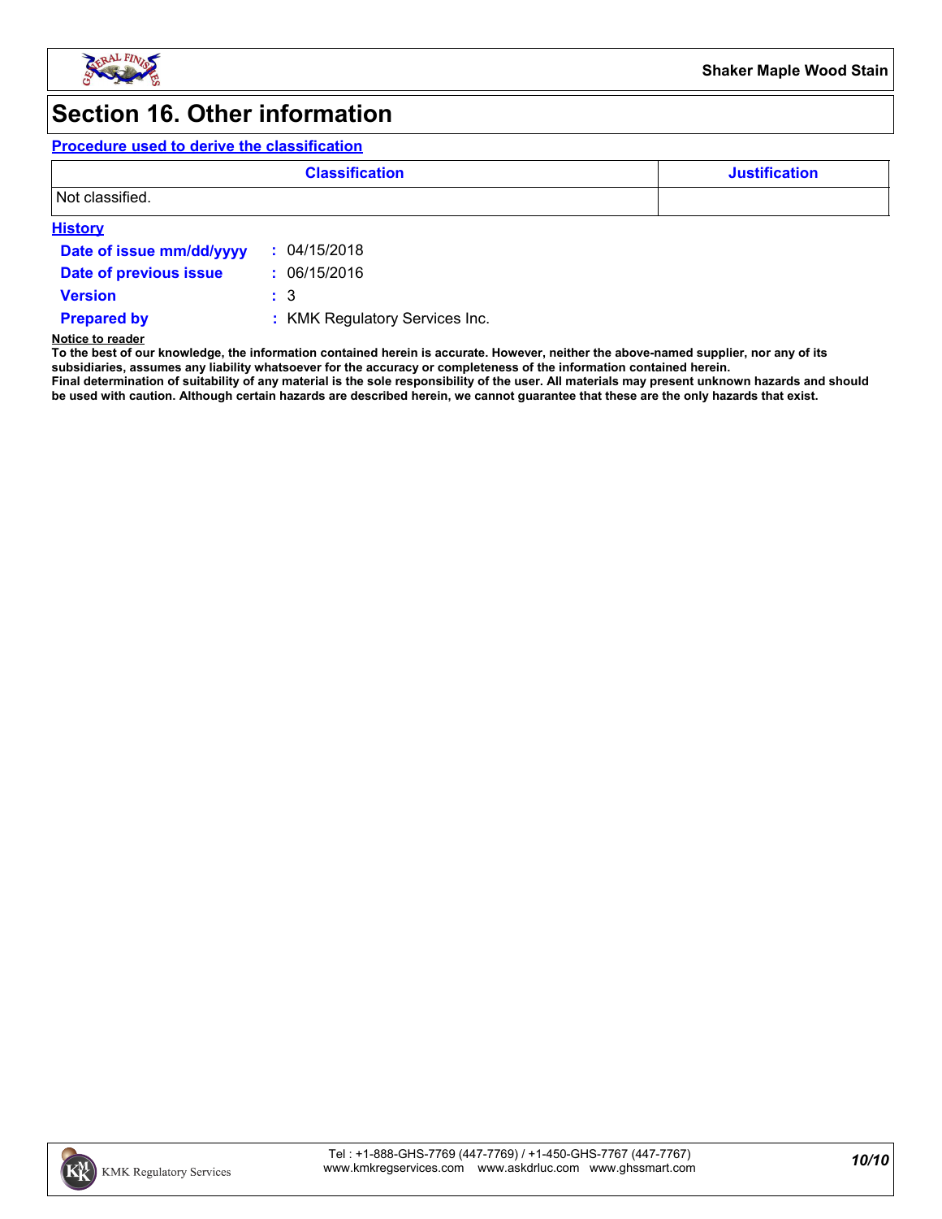# Section 16. Other information

**Procedure used to derive the classification**

| Classification | Justification |
|---|---|
| Not classified. | |

**History**

**Date of issue mm/dd/yyyy** : 04/15/2018

**Date of previous issue** : 06/15/2016

**Version** : 3

**Prepared by** : KMK Regulatory Services Inc.

**Notice to reader**

**To the best of our knowledge, the information contained herein is accurate. However, neither the above-named supplier, nor any of its subsidiaries, assumes any liability whatsoever for the accuracy or completeness of the information contained herein.**
**Final determination of suitability of any material is the sole responsibility of the user. All materials may present unknown hazards and should be used with caution. Although certain hazards are described herein, we cannot guarantee that these are the only hazards that exist.**